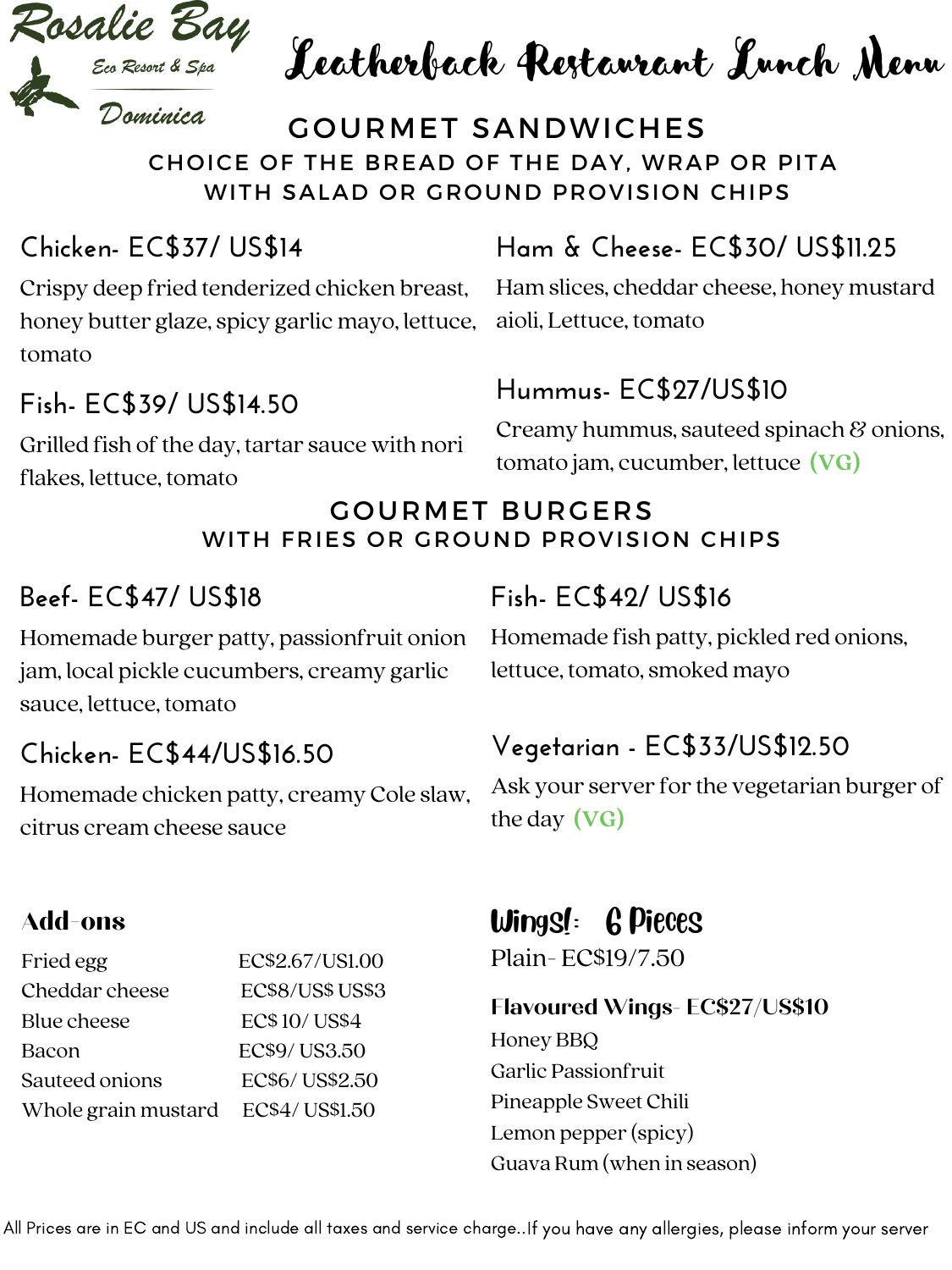Rosalie Bay

Eco Resort & Spa

Dominica

# Leatherback Restaurant Lunch Menu

## GOURMET SANDWICHES

### CHOICE OF THE BREAD OF THE DAY, WRAP OR PITA WITH SALAD OR GROUND PROVISION CHIPS

**Chicken- EC$37/ US$14**

Crispy deep fried tenderized chicken breast, honey butter glaze, spicy garlic mayo, lettuce, tomato

**Fish- EC$39/ US$14.50**

Grilled fish of the day, tartar sauce with nori flakes, lettuce, tomato

**Ham & Cheese- EC$30/ US$11.25**

Ham slices, cheddar cheese, honey mustard aioli, Lettuce, tomato

**Hummus- EC$27/US$10**

Creamy hummus, sauteed spinach & onions, tomato jam, cucumber, lettuce **(VG)**

## GOURMET BURGERS

### WITH FRIES OR GROUND PROVISION CHIPS

**Beef- EC$47/ US$18**

Homemade burger patty, passionfruit onion jam, local pickle cucumbers, creamy garlic sauce, lettuce, tomato

**Chicken- EC$44/US$16.50**

Homemade chicken patty, creamy Cole slaw, citrus cream cheese sauce

**Fish- EC$42/ US$16**

Homemade fish patty, pickled red onions, lettuce, tomato, smoked mayo

**Vegetarian - EC$33/US$12.50**

Ask your server for the vegetarian burger of the day **(VG)**

## Add-ons

| | |
|---|---|
| Fried egg | EC$2.67/US1.00 |
| Cheddar cheese | EC$8/US$ US$3 |
| Blue cheese | EC$ 10/ US$4 |
| Bacon | EC$9/ US3.50 |
| Sauteed onions | EC$6/ US$2.50 |
| Whole grain mustard | EC$4/ US$1.50 |

## Wings!: 6 Pieces

Plain- EC$19/7.50

**Flavoured Wings- EC$27/US$10**

- Honey BBQ
- Garlic Passionfruit
- Pineapple Sweet Chili
- Lemon pepper (spicy)
- Guava Rum (when in season)

All Prices are in EC and US and include all taxes and service charge..If you have any allergies, please inform your server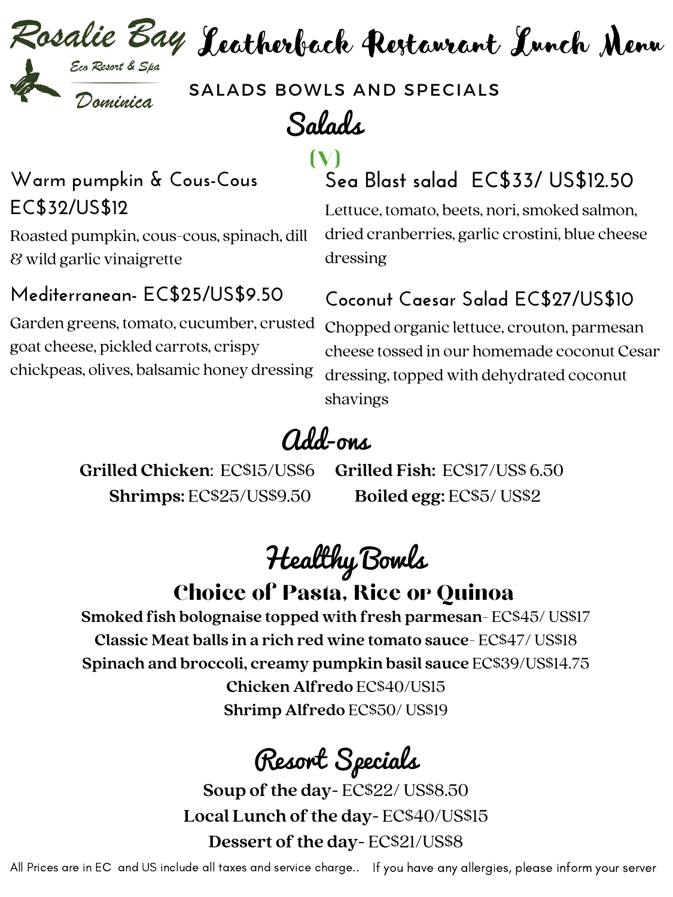# Rosalie Bay Leatherback Restaurant Lunch Menu

Eco Resort & Spa

Dominica

SALADS BOWLS AND SPECIALS

## Salads

(V)

### Warm pumpkin & Cous-Cous EC$32/US$12

Roasted pumpkin, cous-cous, spinach, dill & wild garlic vinaigrette

### Mediterranean- EC$25/US$9.50

Garden greens, tomato, cucumber, crusted goat cheese, pickled carrots, crispy chickpeas, olives, balsamic honey dressing

### Sea Blast salad EC$33/ US$12.50

Lettuce, tomato, beets, nori, smoked salmon, dried cranberries, garlic crostini, blue cheese dressing

### Coconut Caesar Salad EC$27/US$10

Chopped organic lettuce, crouton, parmesan cheese tossed in our homemade coconut Cesar dressing, topped with dehydrated coconut shavings

## Add-ons

**Grilled Chicken**: EC$15/US$6 **Grilled Fish:** EC$17/US$ 6.50

**Shrimps:** EC$25/US$9.50 **Boiled egg:** EC$5/ US$2

## Healthy Bowls

### Choice of Pasta, Rice or Quinoa

**Smoked fish bolognaise topped with fresh parmesan**- EC$45/ US$17

**Classic Meat balls in a rich red wine tomato sauce**- EC$47/ US$18

**Spinach and broccoli, creamy pumpkin basil sauce** EC$39/US$14.75

**Chicken Alfredo** EC$40/US15

**Shrimp Alfredo** EC$50/ US$19

## Resort Specials

**Soup of the day**- EC$22/ US$8.50

**Local Lunch of the day**- EC$40/US$15

**Dessert of the day**- EC$21/US$8

All Prices are in EC and US include all taxes and service charge.. If you have any allergies, please inform your server